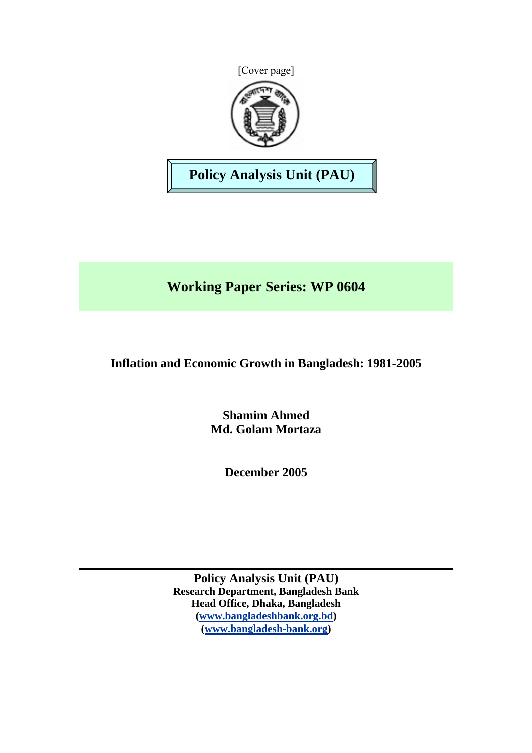[Cover page]

**Policy Analysis Unit (PAU)**

# Working Paper Series: WP 0604

## Inflation and Economic Growth in Bangladesh: 1981-2005

**Shamim Ahmed**
**Md. Golam Mortaza**

**December 2005**

---

**Policy Analysis Unit (PAU)**
**Research Department, Bangladesh Bank**
**Head Office, Dhaka, Bangladesh**
**(www.bangladeshbank.org.bd)**
**(www.bangladesh-bank.org)**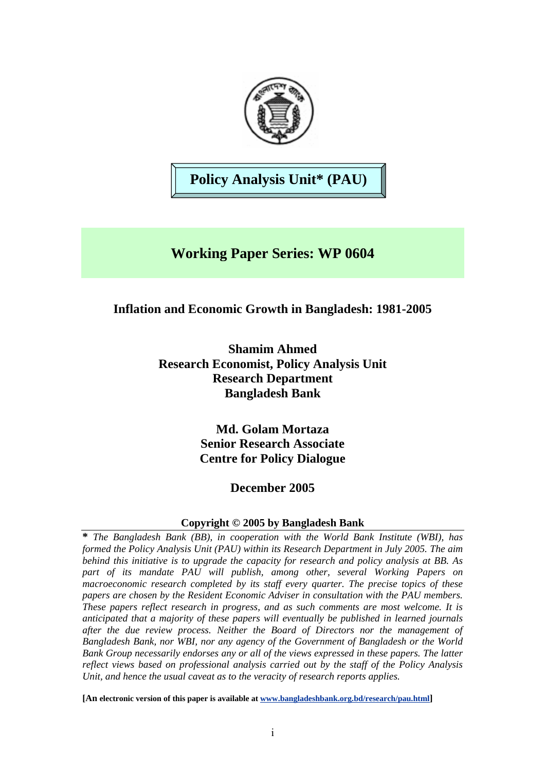# Policy Analysis Unit* (PAU)

## Working Paper Series: WP 0604

### Inflation and Economic Growth in Bangladesh: 1981-2005

**Shamim Ahmed**
**Research Economist, Policy Analysis Unit**
**Research Department**
**Bangladesh Bank**

**Md. Golam Mortaza**
**Senior Research Associate**
**Centre for Policy Dialogue**

**December 2005**

**Copyright © 2005 by Bangladesh Bank**

***** *The Bangladesh Bank (BB), in cooperation with the World Bank Institute (WBI), has formed the Policy Analysis Unit (PAU) within its Research Department in July 2005. The aim behind this initiative is to upgrade the capacity for research and policy analysis at BB. As part of its mandate PAU will publish, among other, several Working Papers on macroeconomic research completed by its staff every quarter. The precise topics of these papers are chosen by the Resident Economic Adviser in consultation with the PAU members. These papers reflect research in progress, and as such comments are most welcome. It is anticipated that a majority of these papers will eventually be published in learned journals after the due review process. Neither the Board of Directors nor the management of Bangladesh Bank, nor WBI, nor any agency of the Government of Bangladesh or the World Bank Group necessarily endorses any or all of the views expressed in these papers. The latter reflect views based on professional analysis carried out by the staff of the Policy Analysis Unit, and hence the usual caveat as to the veracity of research reports applies.*

**[An electronic version of this paper is available at www.bangladeshbank.org.bd/research/pau.html]**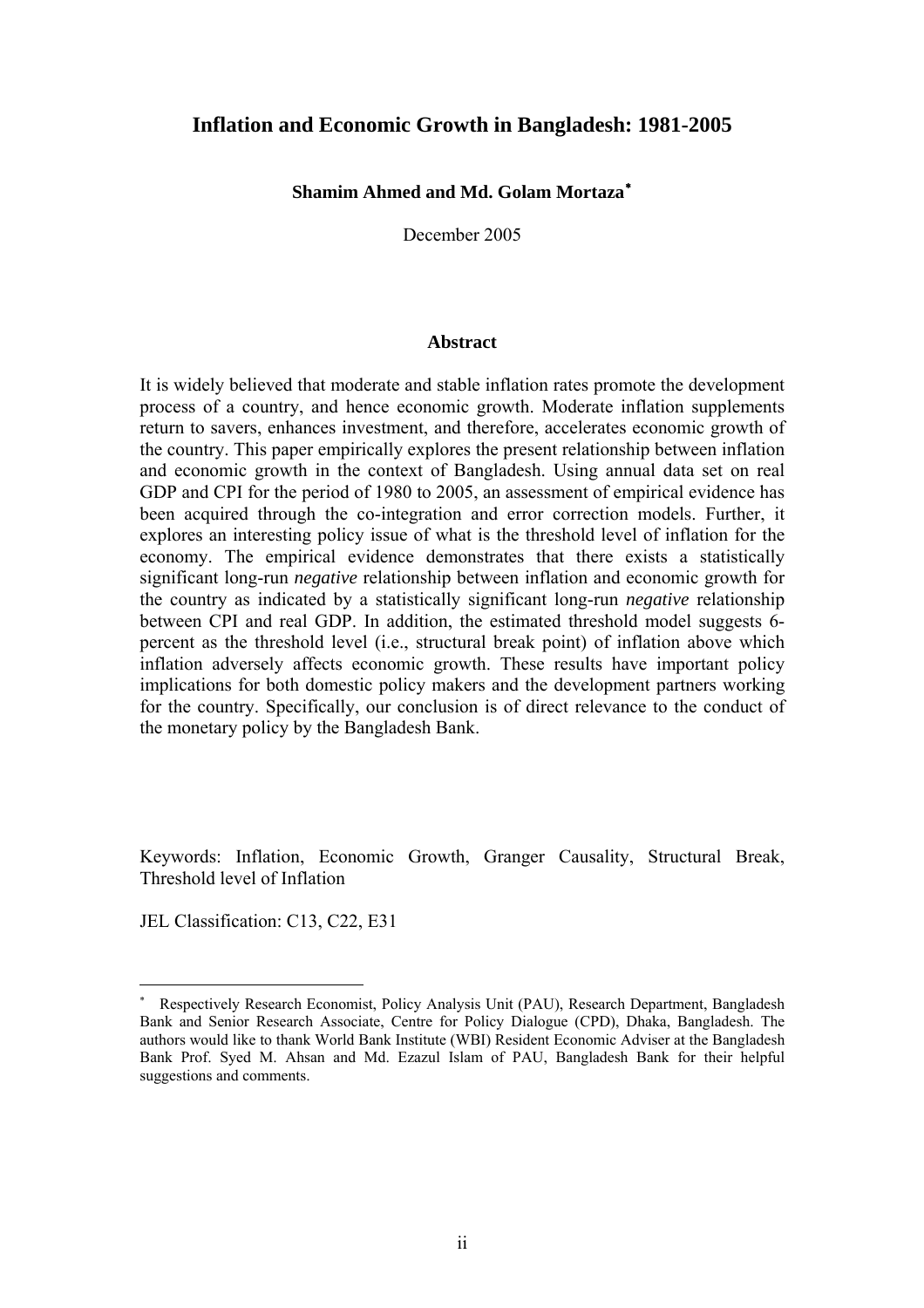# Inflation and Economic Growth in Bangladesh: 1981-2005

**Shamim Ahmed and Md. Golam Mortaza**[*]

December 2005

## Abstract

It is widely believed that moderate and stable inflation rates promote the development process of a country, and hence economic growth. Moderate inflation supplements return to savers, enhances investment, and therefore, accelerates economic growth of the country. This paper empirically explores the present relationship between inflation and economic growth in the context of Bangladesh. Using annual data set on real GDP and CPI for the period of 1980 to 2005, an assessment of empirical evidence has been acquired through the co-integration and error correction models. Further, it explores an interesting policy issue of what is the threshold level of inflation for the economy. The empirical evidence demonstrates that there exists a statistically significant long-run *negative* relationship between inflation and economic growth for the country as indicated by a statistically significant long-run *negative* relationship between CPI and real GDP. In addition, the estimated threshold model suggests 6-percent as the threshold level (i.e., structural break point) of inflation above which inflation adversely affects economic growth. These results have important policy implications for both domestic policy makers and the development partners working for the country. Specifically, our conclusion is of direct relevance to the conduct of the monetary policy by the Bangladesh Bank.

Keywords: Inflation, Economic Growth, Granger Causality, Structural Break, Threshold level of Inflation

JEL Classification: C13, C22, E31

---

[*] Respectively Research Economist, Policy Analysis Unit (PAU), Research Department, Bangladesh Bank and Senior Research Associate, Centre for Policy Dialogue (CPD), Dhaka, Bangladesh. The authors would like to thank World Bank Institute (WBI) Resident Economic Adviser at the Bangladesh Bank Prof. Syed M. Ahsan and Md. Ezazul Islam of PAU, Bangladesh Bank for their helpful suggestions and comments.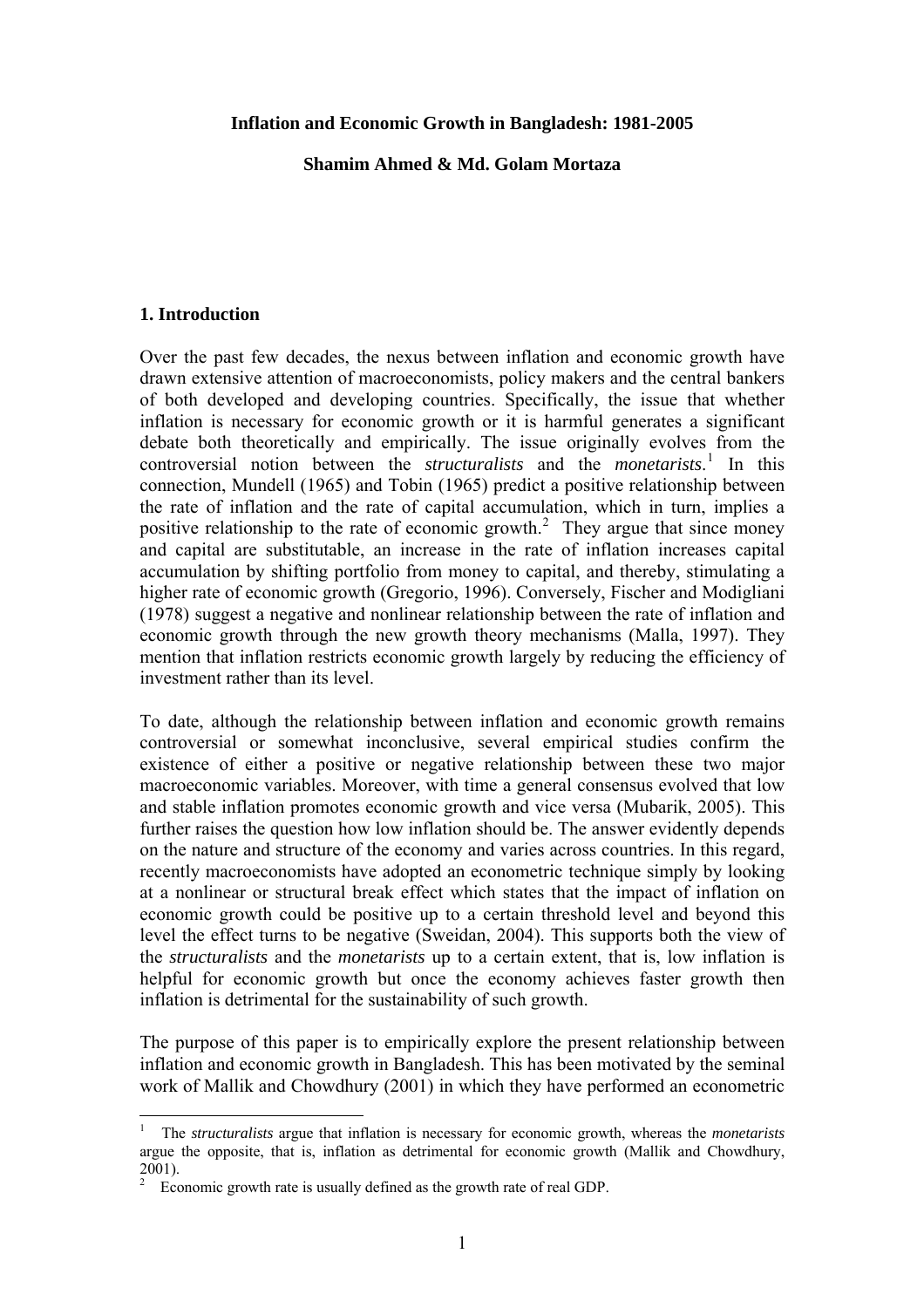**Inflation and Economic Growth in Bangladesh: 1981-2005**

**Shamim Ahmed & Md. Golam Mortaza**

## 1. Introduction

Over the past few decades, the nexus between inflation and economic growth have drawn extensive attention of macroeconomists, policy makers and the central bankers of both developed and developing countries. Specifically, the issue that whether inflation is necessary for economic growth or it is harmful generates a significant debate both theoretically and empirically. The issue originally evolves from the controversial notion between the *structuralists* and the *monetarists*.[1] In this connection, Mundell (1965) and Tobin (1965) predict a positive relationship between the rate of inflation and the rate of capital accumulation, which in turn, implies a positive relationship to the rate of economic growth.[2] They argue that since money and capital are substitutable, an increase in the rate of inflation increases capital accumulation by shifting portfolio from money to capital, and thereby, stimulating a higher rate of economic growth (Gregorio, 1996). Conversely, Fischer and Modigliani (1978) suggest a negative and nonlinear relationship between the rate of inflation and economic growth through the new growth theory mechanisms (Malla, 1997). They mention that inflation restricts economic growth largely by reducing the efficiency of investment rather than its level.

To date, although the relationship between inflation and economic growth remains controversial or somewhat inconclusive, several empirical studies confirm the existence of either a positive or negative relationship between these two major macroeconomic variables. Moreover, with time a general consensus evolved that low and stable inflation promotes economic growth and vice versa (Mubarik, 2005). This further raises the question how low inflation should be. The answer evidently depends on the nature and structure of the economy and varies across countries. In this regard, recently macroeconomists have adopted an econometric technique simply by looking at a nonlinear or structural break effect which states that the impact of inflation on economic growth could be positive up to a certain threshold level and beyond this level the effect turns to be negative (Sweidan, 2004). This supports both the view of the *structuralists* and the *monetarists* up to a certain extent, that is, low inflation is helpful for economic growth but once the economy achieves faster growth then inflation is detrimental for the sustainability of such growth.

The purpose of this paper is to empirically explore the present relationship between inflation and economic growth in Bangladesh. This has been motivated by the seminal work of Mallik and Chowdhury (2001) in which they have performed an econometric

[1] The *structuralists* argue that inflation is necessary for economic growth, whereas the *monetarists* argue the opposite, that is, inflation as detrimental for economic growth (Mallik and Chowdhury, 2001).

[2] Economic growth rate is usually defined as the growth rate of real GDP.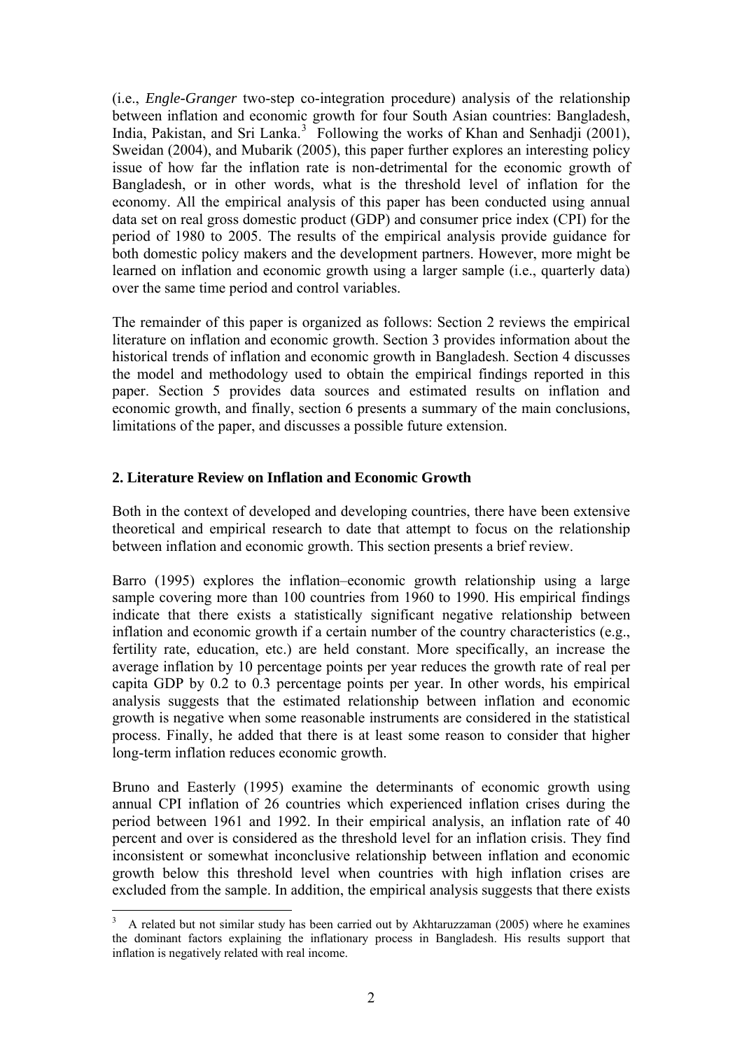(i.e., *Engle-Granger* two-step co-integration procedure) analysis of the relationship between inflation and economic growth for four South Asian countries: Bangladesh, India, Pakistan, and Sri Lanka.[3] Following the works of Khan and Senhadji (2001), Sweidan (2004), and Mubarik (2005), this paper further explores an interesting policy issue of how far the inflation rate is non-detrimental for the economic growth of Bangladesh, or in other words, what is the threshold level of inflation for the economy. All the empirical analysis of this paper has been conducted using annual data set on real gross domestic product (GDP) and consumer price index (CPI) for the period of 1980 to 2005. The results of the empirical analysis provide guidance for both domestic policy makers and the development partners. However, more might be learned on inflation and economic growth using a larger sample (i.e., quarterly data) over the same time period and control variables.

The remainder of this paper is organized as follows: Section 2 reviews the empirical literature on inflation and economic growth. Section 3 provides information about the historical trends of inflation and economic growth in Bangladesh. Section 4 discusses the model and methodology used to obtain the empirical findings reported in this paper. Section 5 provides data sources and estimated results on inflation and economic growth, and finally, section 6 presents a summary of the main conclusions, limitations of the paper, and discusses a possible future extension.

## 2. Literature Review on Inflation and Economic Growth

Both in the context of developed and developing countries, there have been extensive theoretical and empirical research to date that attempt to focus on the relationship between inflation and economic growth. This section presents a brief review.

Barro (1995) explores the inflation–economic growth relationship using a large sample covering more than 100 countries from 1960 to 1990. His empirical findings indicate that there exists a statistically significant negative relationship between inflation and economic growth if a certain number of the country characteristics (e.g., fertility rate, education, etc.) are held constant. More specifically, an increase the average inflation by 10 percentage points per year reduces the growth rate of real per capita GDP by 0.2 to 0.3 percentage points per year. In other words, his empirical analysis suggests that the estimated relationship between inflation and economic growth is negative when some reasonable instruments are considered in the statistical process. Finally, he added that there is at least some reason to consider that higher long-term inflation reduces economic growth.

Bruno and Easterly (1995) examine the determinants of economic growth using annual CPI inflation of 26 countries which experienced inflation crises during the period between 1961 and 1992. In their empirical analysis, an inflation rate of 40 percent and over is considered as the threshold level for an inflation crisis. They find inconsistent or somewhat inconclusive relationship between inflation and economic growth below this threshold level when countries with high inflation crises are excluded from the sample. In addition, the empirical analysis suggests that there exists

[3] A related but not similar study has been carried out by Akhtaruzzaman (2005) where he examines the dominant factors explaining the inflationary process in Bangladesh. His results support that inflation is negatively related with real income.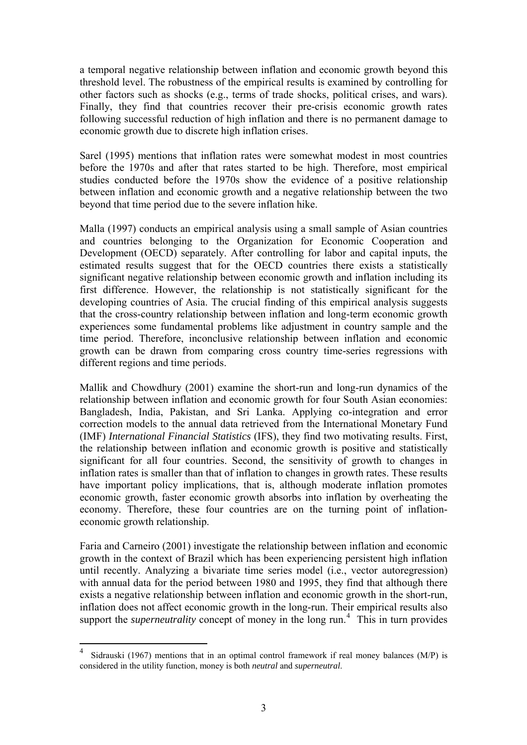a temporal negative relationship between inflation and economic growth beyond this threshold level. The robustness of the empirical results is examined by controlling for other factors such as shocks (e.g., terms of trade shocks, political crises, and wars). Finally, they find that countries recover their pre-crisis economic growth rates following successful reduction of high inflation and there is no permanent damage to economic growth due to discrete high inflation crises.

Sarel (1995) mentions that inflation rates were somewhat modest in most countries before the 1970s and after that rates started to be high. Therefore, most empirical studies conducted before the 1970s show the evidence of a positive relationship between inflation and economic growth and a negative relationship between the two beyond that time period due to the severe inflation hike.

Malla (1997) conducts an empirical analysis using a small sample of Asian countries and countries belonging to the Organization for Economic Cooperation and Development (OECD) separately. After controlling for labor and capital inputs, the estimated results suggest that for the OECD countries there exists a statistically significant negative relationship between economic growth and inflation including its first difference. However, the relationship is not statistically significant for the developing countries of Asia. The crucial finding of this empirical analysis suggests that the cross-country relationship between inflation and long-term economic growth experiences some fundamental problems like adjustment in country sample and the time period. Therefore, inconclusive relationship between inflation and economic growth can be drawn from comparing cross country time-series regressions with different regions and time periods.

Mallik and Chowdhury (2001) examine the short-run and long-run dynamics of the relationship between inflation and economic growth for four South Asian economies: Bangladesh, India, Pakistan, and Sri Lanka. Applying co-integration and error correction models to the annual data retrieved from the International Monetary Fund (IMF) *International Financial Statistics* (IFS), they find two motivating results. First, the relationship between inflation and economic growth is positive and statistically significant for all four countries. Second, the sensitivity of growth to changes in inflation rates is smaller than that of inflation to changes in growth rates. These results have important policy implications, that is, although moderate inflation promotes economic growth, faster economic growth absorbs into inflation by overheating the economy. Therefore, these four countries are on the turning point of inflation-economic growth relationship.

Faria and Carneiro (2001) investigate the relationship between inflation and economic growth in the context of Brazil which has been experiencing persistent high inflation until recently. Analyzing a bivariate time series model (i.e., vector autoregression) with annual data for the period between 1980 and 1995, they find that although there exists a negative relationship between inflation and economic growth in the short-run, inflation does not affect economic growth in the long-run. Their empirical results also support the *superneutrality* concept of money in the long run.[4] This in turn provides

[4] Sidrauski (1967) mentions that in an optimal control framework if real money balances (M/P) is considered in the utility function, money is both *neutral* and *superneutral*.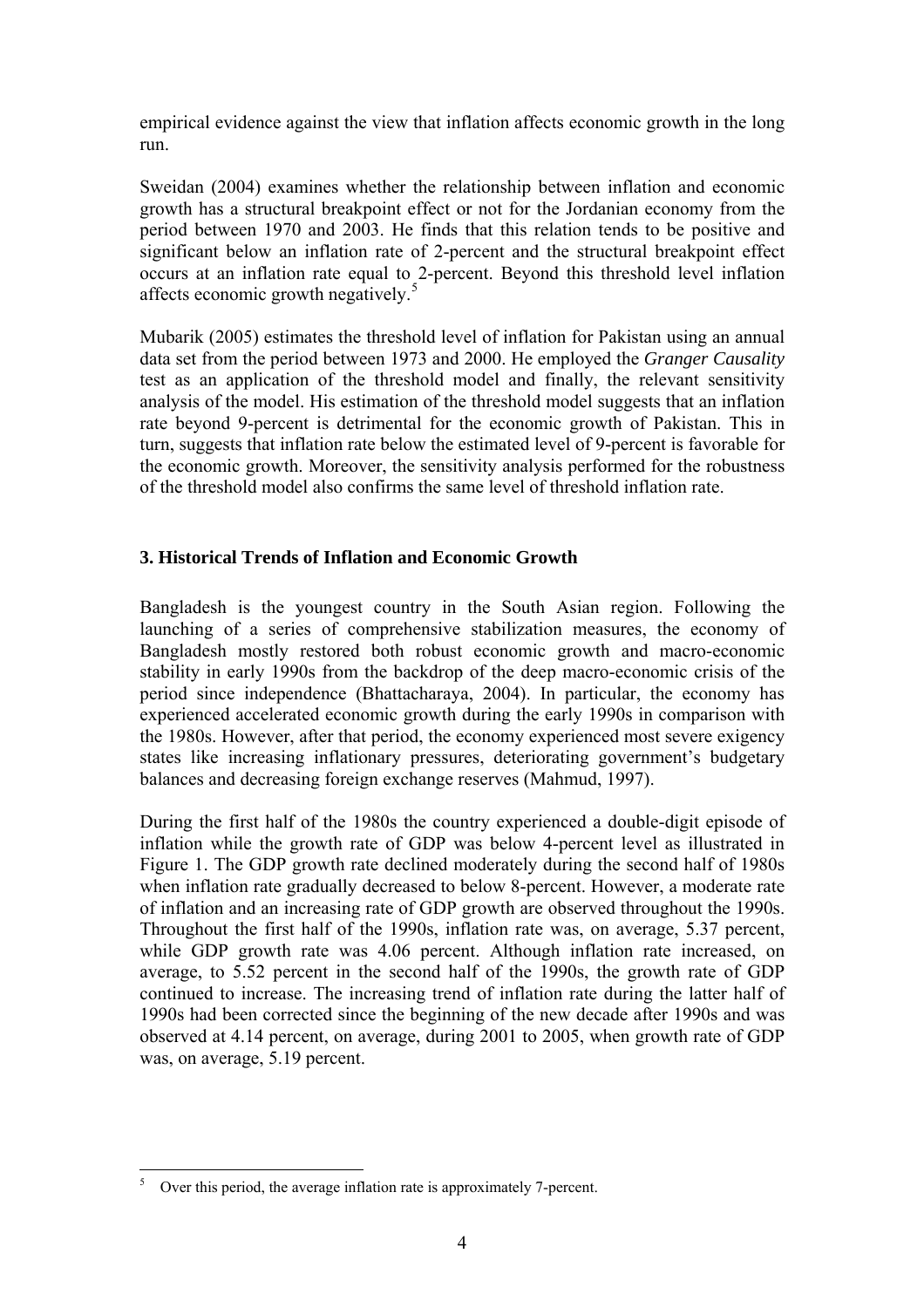empirical evidence against the view that inflation affects economic growth in the long run.

Sweidan (2004) examines whether the relationship between inflation and economic growth has a structural breakpoint effect or not for the Jordanian economy from the period between 1970 and 2003. He finds that this relation tends to be positive and significant below an inflation rate of 2-percent and the structural breakpoint effect occurs at an inflation rate equal to 2-percent. Beyond this threshold level inflation affects economic growth negatively.[5]

Mubarik (2005) estimates the threshold level of inflation for Pakistan using an annual data set from the period between 1973 and 2000. He employed the *Granger Causality* test as an application of the threshold model and finally, the relevant sensitivity analysis of the model. His estimation of the threshold model suggests that an inflation rate beyond 9-percent is detrimental for the economic growth of Pakistan. This in turn, suggests that inflation rate below the estimated level of 9-percent is favorable for the economic growth. Moreover, the sensitivity analysis performed for the robustness of the threshold model also confirms the same level of threshold inflation rate.

## 3. Historical Trends of Inflation and Economic Growth

Bangladesh is the youngest country in the South Asian region. Following the launching of a series of comprehensive stabilization measures, the economy of Bangladesh mostly restored both robust economic growth and macro-economic stability in early 1990s from the backdrop of the deep macro-economic crisis of the period since independence (Bhattacharaya, 2004). In particular, the economy has experienced accelerated economic growth during the early 1990s in comparison with the 1980s. However, after that period, the economy experienced most severe exigency states like increasing inflationary pressures, deteriorating government's budgetary balances and decreasing foreign exchange reserves (Mahmud, 1997).

During the first half of the 1980s the country experienced a double-digit episode of inflation while the growth rate of GDP was below 4-percent level as illustrated in Figure 1. The GDP growth rate declined moderately during the second half of 1980s when inflation rate gradually decreased to below 8-percent. However, a moderate rate of inflation and an increasing rate of GDP growth are observed throughout the 1990s. Throughout the first half of the 1990s, inflation rate was, on average, 5.37 percent, while GDP growth rate was 4.06 percent. Although inflation rate increased, on average, to 5.52 percent in the second half of the 1990s, the growth rate of GDP continued to increase. The increasing trend of inflation rate during the latter half of 1990s had been corrected since the beginning of the new decade after 1990s and was observed at 4.14 percent, on average, during 2001 to 2005, when growth rate of GDP was, on average, 5.19 percent.

---

[5] Over this period, the average inflation rate is approximately 7-percent.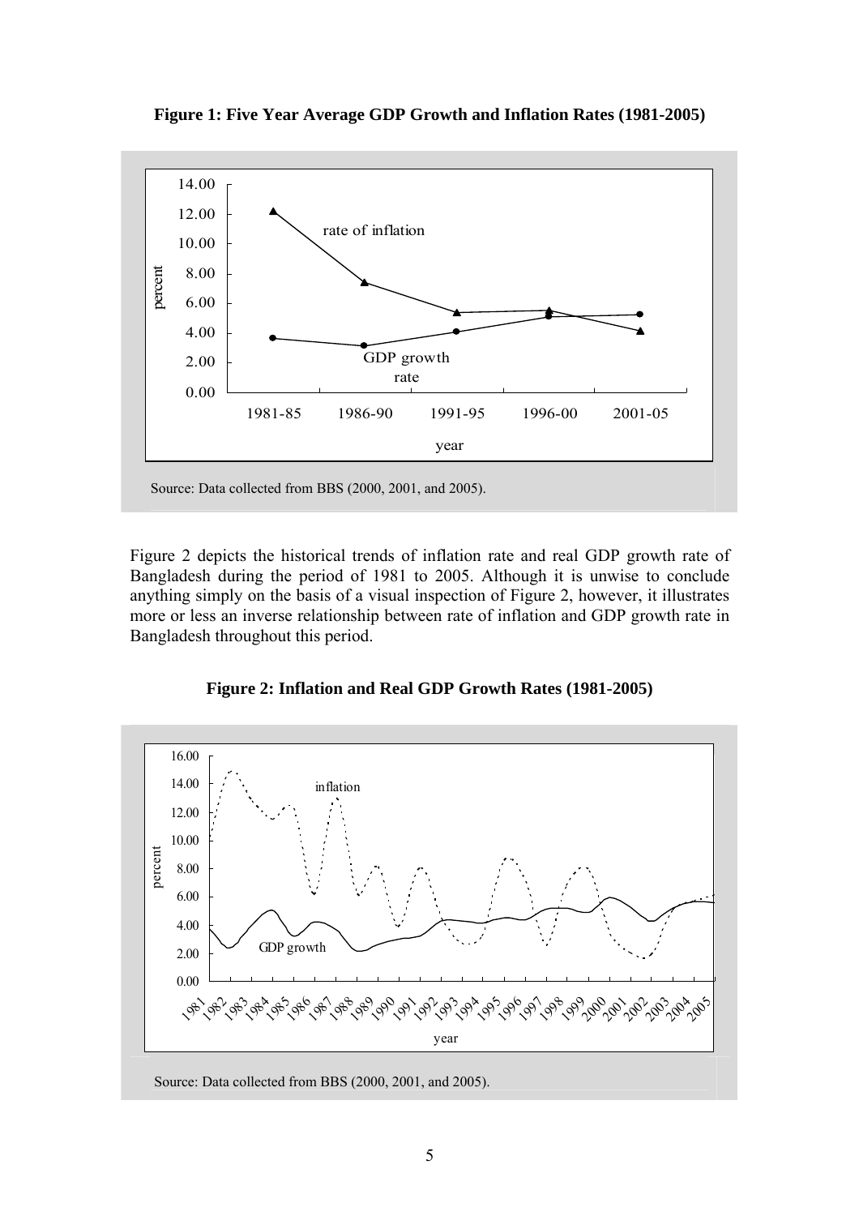**Figure 1: Five Year Average GDP Growth and Inflation Rates (1981-2005)**

Source: Data collected from BBS (2000, 2001, and 2005).

Figure 2 depicts the historical trends of inflation rate and real GDP growth rate of Bangladesh during the period of 1981 to 2005. Although it is unwise to conclude anything simply on the basis of a visual inspection of Figure 2, however, it illustrates more or less an inverse relationship between rate of inflation and GDP growth rate in Bangladesh throughout this period.

**Figure 2: Inflation and Real GDP Growth Rates (1981-2005)**

Source: Data collected from BBS (2000, 2001, and 2005).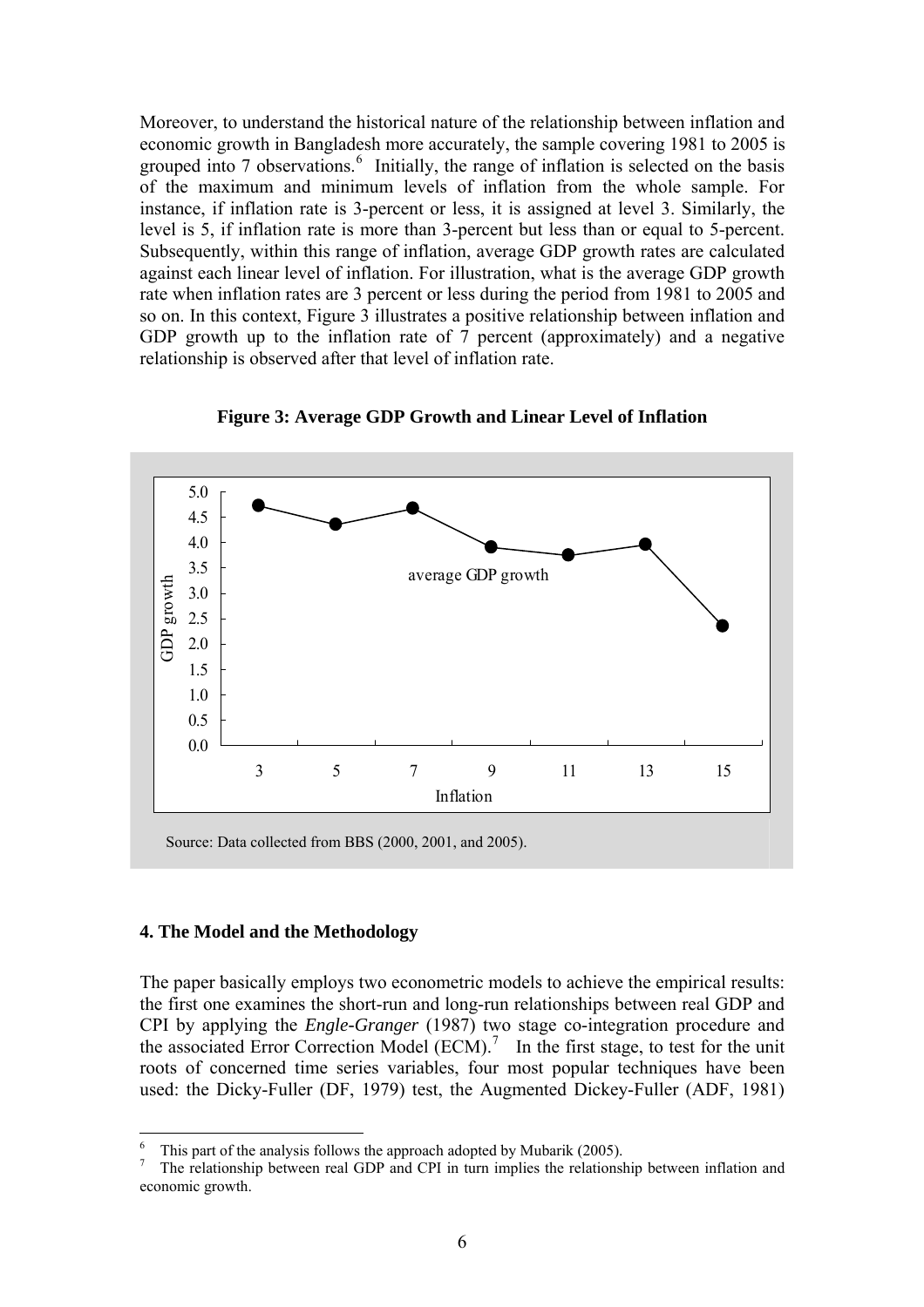Moreover, to understand the historical nature of the relationship between inflation and economic growth in Bangladesh more accurately, the sample covering 1981 to 2005 is grouped into 7 observations.[6] Initially, the range of inflation is selected on the basis of the maximum and minimum levels of inflation from the whole sample. For instance, if inflation rate is 3-percent or less, it is assigned at level 3. Similarly, the level is 5, if inflation rate is more than 3-percent but less than or equal to 5-percent. Subsequently, within this range of inflation, average GDP growth rates are calculated against each linear level of inflation. For illustration, what is the average GDP growth rate when inflation rates are 3 percent or less during the period from 1981 to 2005 and so on. In this context, Figure 3 illustrates a positive relationship between inflation and GDP growth up to the inflation rate of 7 percent (approximately) and a negative relationship is observed after that level of inflation rate.

**Figure 3: Average GDP Growth and Linear Level of Inflation**

Source: Data collected from BBS (2000, 2001, and 2005).

## 4. The Model and the Methodology

The paper basically employs two econometric models to achieve the empirical results: the first one examines the short-run and long-run relationships between real GDP and CPI by applying the *Engle-Granger* (1987) two stage co-integration procedure and the associated Error Correction Model (ECM).[7] In the first stage, to test for the unit roots of concerned time series variables, four most popular techniques have been used: the Dicky-Fuller (DF, 1979) test, the Augmented Dickey-Fuller (ADF, 1981)

---

[6] This part of the analysis follows the approach adopted by Mubarik (2005).

[7] The relationship between real GDP and CPI in turn implies the relationship between inflation and economic growth.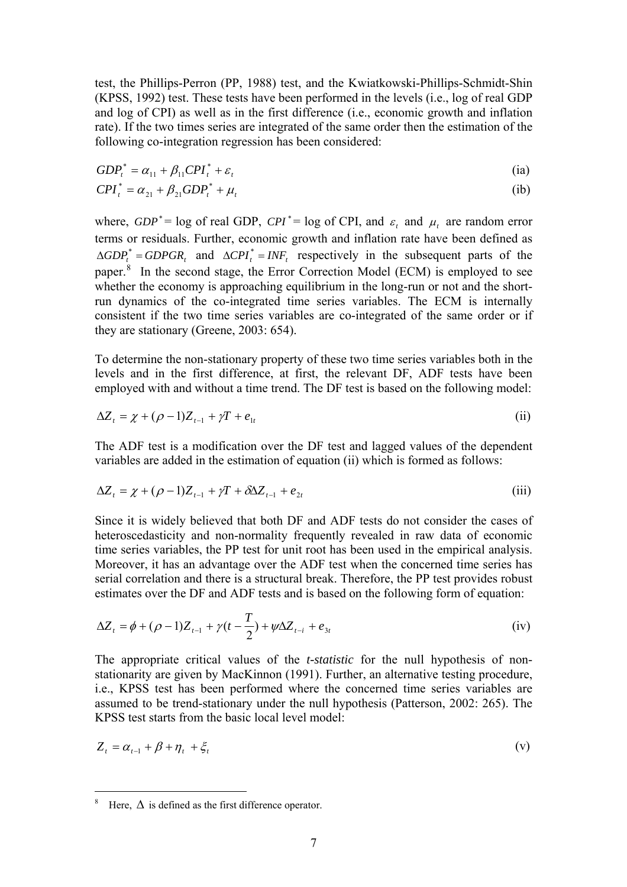test, the Phillips-Perron (PP, 1988) test, and the Kwiatkowski-Phillips-Schmidt-Shin (KPSS, 1992) test. These tests have been performed in the levels (i.e., log of real GDP and log of CPI) as well as in the first difference (i.e., economic growth and inflation rate). If the two times series are integrated of the same order then the estimation of the following co-integration regression has been considered:

$$GDP_t^* = \alpha_{11} + \beta_{11} CPI_t^* + \varepsilon_t \tag{ia}$$

$$CPI_t^* = \alpha_{21} + \beta_{21} GDP_t^* + \mu_t \tag{ib}$$

where, $GDP^*$ = log of real GDP, $CPI^*$ = log of CPI, and $\varepsilon_t$ and $\mu_t$ are random error terms or residuals. Further, economic growth and inflation rate have been defined as $\Delta GDP_t^* = GDPGR_t$ and $\Delta CPI_t^* = INF_t$ respectively in the subsequent parts of the paper.[8] In the second stage, the Error Correction Model (ECM) is employed to see whether the economy is approaching equilibrium in the long-run or not and the short-run dynamics of the co-integrated time series variables. The ECM is internally consistent if the two time series variables are co-integrated of the same order or if they are stationary (Greene, 2003: 654).

To determine the non-stationary property of these two time series variables both in the levels and in the first difference, at first, the relevant DF, ADF tests have been employed with and without a time trend. The DF test is based on the following model:

$$\Delta Z_t = \chi + (\rho - 1) Z_{t-1} + \gamma T + e_{1t} \tag{ii}$$

The ADF test is a modification over the DF test and lagged values of the dependent variables are added in the estimation of equation (ii) which is formed as follows:

$$\Delta Z_t = \chi + (\rho - 1) Z_{t-1} + \gamma T + \delta \Delta Z_{t-1} + e_{2t} \tag{iii}$$

Since it is widely believed that both DF and ADF tests do not consider the cases of heteroscedasticity and non-normality frequently revealed in raw data of economic time series variables, the PP test for unit root has been used in the empirical analysis. Moreover, it has an advantage over the ADF test when the concerned time series has serial correlation and there is a structural break. Therefore, the PP test provides robust estimates over the DF and ADF tests and is based on the following form of equation:

$$\Delta Z_t = \phi + (\rho - 1) Z_{t-1} + \gamma \left(t - \frac{T}{2}\right) + \psi \Delta Z_{t-i} + e_{3t} \tag{iv}$$

The appropriate critical values of the *t-statistic* for the null hypothesis of non-stationarity are given by MacKinnon (1991). Further, an alternative testing procedure, i.e., KPSS test has been performed where the concerned time series variables are assumed to be trend-stationary under the null hypothesis (Patterson, 2002: 265). The KPSS test starts from the basic local level model:

$$Z_t = \alpha_{t-1} + \beta + \eta_t + \xi_t \tag{v}$$

---

[8] Here, $\Delta$ is defined as the first difference operator.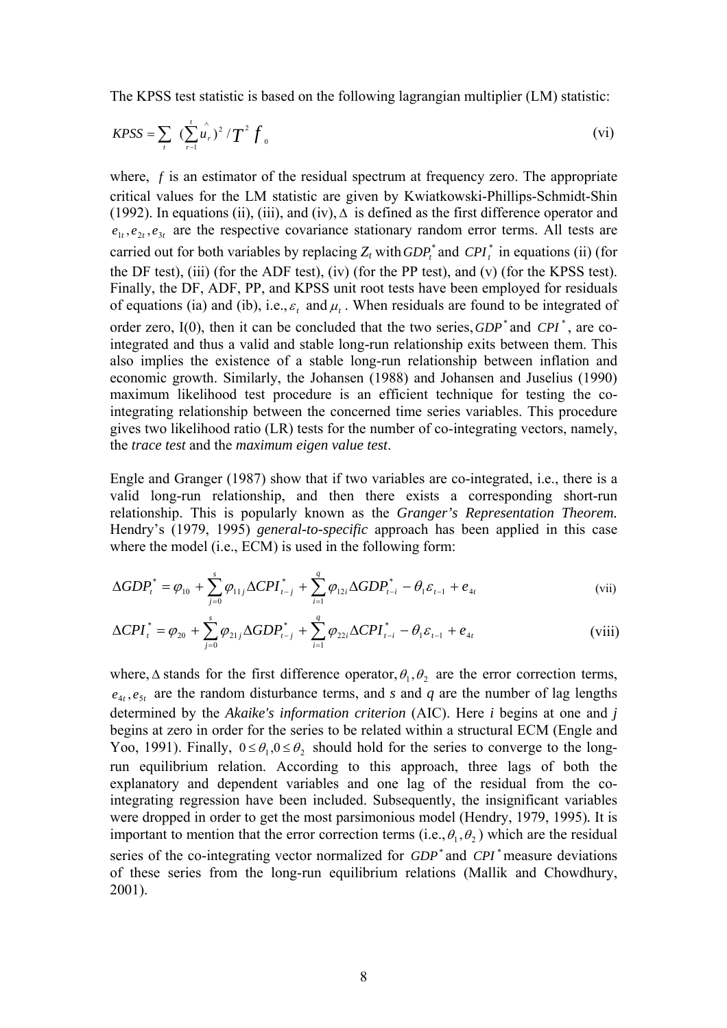The KPSS test statistic is based on the following lagrangian multiplier (LM) statistic:

$$KPSS = \sum_{t} (\sum_{r-1}^{t} \hat{u}_r)^2 / T^2 f_0 \tag{vi}$$

where, $f$ is an estimator of the residual spectrum at frequency zero. The appropriate critical values for the LM statistic are given by Kwiatkowski-Phillips-Schmidt-Shin (1992). In equations (ii), (iii), and (iv), $\Delta$ is defined as the first difference operator and $e_{1t}, e_{2t}, e_{3t}$ are the respective covariance stationary random error terms. All tests are carried out for both variables by replacing $Z_t$ with $GDP_t^*$ and $CPI_t^*$ in equations (ii) (for the DF test), (iii) (for the ADF test), (iv) (for the PP test), and (v) (for the KPSS test). Finally, the DF, ADF, PP, and KPSS unit root tests have been employed for residuals of equations (ia) and (ib), i.e., $\varepsilon_t$ and $\mu_t$. When residuals are found to be integrated of order zero, I(0), then it can be concluded that the two series, $GDP^*$ and $CPI^*$, are co-integrated and thus a valid and stable long-run relationship exits between them. This also implies the existence of a stable long-run relationship between inflation and economic growth. Similarly, the Johansen (1988) and Johansen and Juselius (1990) maximum likelihood test procedure is an efficient technique for testing the co-integrating relationship between the concerned time series variables. This procedure gives two likelihood ratio (LR) tests for the number of co-integrating vectors, namely, the *trace test* and the *maximum eigen value test*.

Engle and Granger (1987) show that if two variables are co-integrated, i.e., there is a valid long-run relationship, and then there exists a corresponding short-run relationship. This is popularly known as the *Granger's Representation Theorem.* Hendry's (1979, 1995) *general-to-specific* approach has been applied in this case where the model (i.e., ECM) is used in the following form:

$$\Delta GDP_t^* = \varphi_{10} + \sum_{j=0}^{s} \varphi_{11j} \Delta CPI_{t-j}^* + \sum_{i=1}^{q} \varphi_{12i} \Delta GDP_{t-i}^* - \theta_1 \varepsilon_{t-1} + e_{4t} \tag{vii}$$

$$\Delta CPI_t^* = \varphi_{20} + \sum_{j=0}^{s} \varphi_{21j} \Delta GDP_{t-j}^* + \sum_{i=1}^{q} \varphi_{22i} \Delta CPI_{t-i}^* - \theta_1 \varepsilon_{t-1} + e_{4t} \tag{viii}$$

where, $\Delta$ stands for the first difference operator, $\theta_1, \theta_2$ are the error correction terms, $e_{4t}, e_{5t}$ are the random disturbance terms, and *s* and *q* are the number of lag lengths determined by the *Akaike's information criterion* (AIC). Here *i* begins at one and *j* begins at zero in order for the series to be related within a structural ECM (Engle and Yoo, 1991). Finally, $0 \le \theta_1, 0 \le \theta_2$ should hold for the series to converge to the long-run equilibrium relation. According to this approach, three lags of both the explanatory and dependent variables and one lag of the residual from the co-integrating regression have been included. Subsequently, the insignificant variables were dropped in order to get the most parsimonious model (Hendry, 1979, 1995). It is important to mention that the error correction terms (i.e., $\theta_1, \theta_2$) which are the residual series of the co-integrating vector normalized for $GDP^*$ and $CPI^*$ measure deviations of these series from the long-run equilibrium relations (Mallik and Chowdhury, 2001).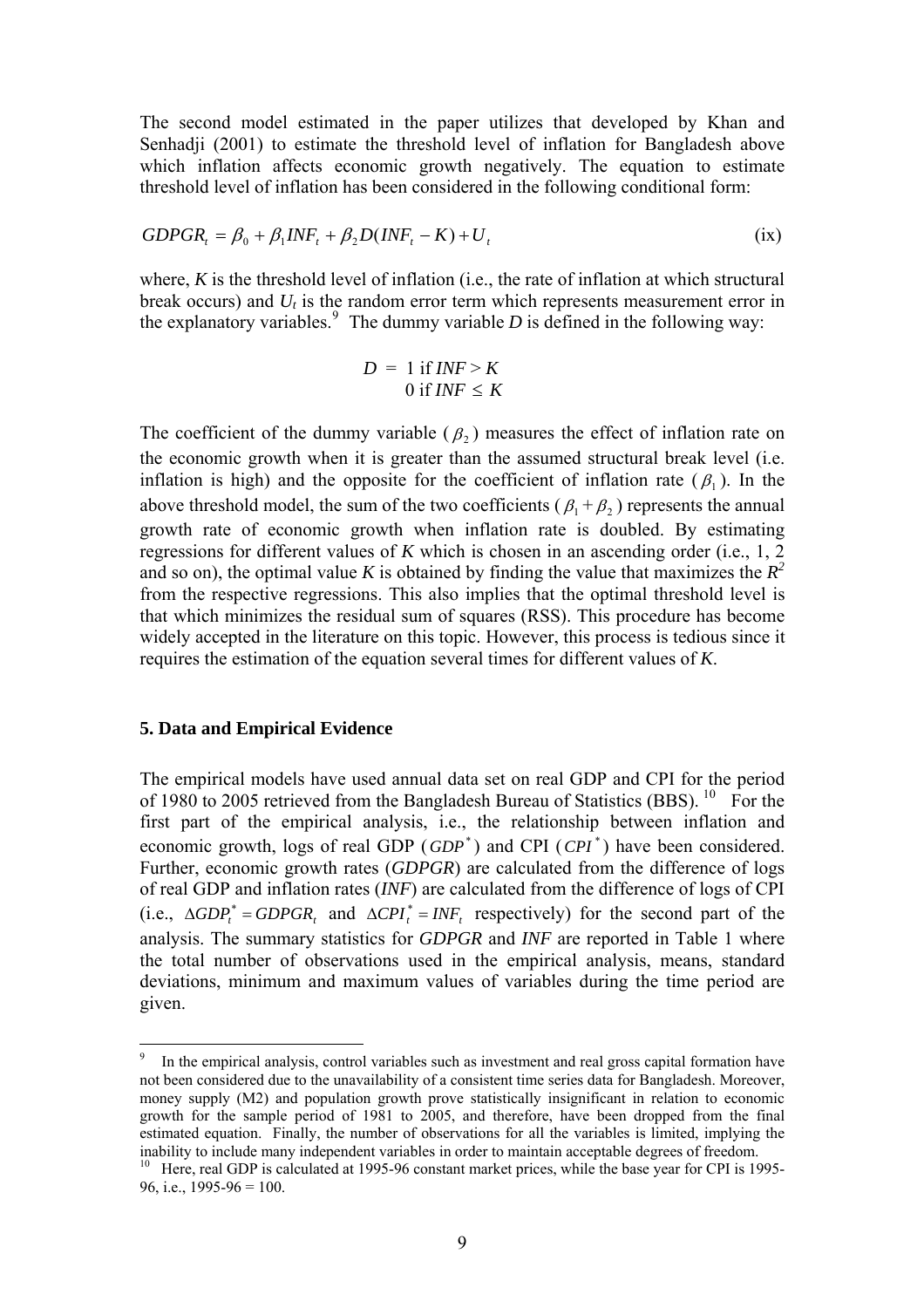The second model estimated in the paper utilizes that developed by Khan and Senhadji (2001) to estimate the threshold level of inflation for Bangladesh above which inflation affects economic growth negatively. The equation to estimate threshold level of inflation has been considered in the following conditional form:

$$GDPGR_t = \beta_0 + \beta_1 INF_t + \beta_2 D(INF_t - K) + U_t \tag{ix}$$

where, $K$ is the threshold level of inflation (i.e., the rate of inflation at which structural break occurs) and $U_t$ is the random error term which represents measurement error in the explanatory variables.[9] The dummy variable $D$ is defined in the following way:

$$D = \begin{cases} 1 \text{ if } INF > K \\ 0 \text{ if } INF \leq K \end{cases}$$

The coefficient of the dummy variable ($\beta_2$) measures the effect of inflation rate on the economic growth when it is greater than the assumed structural break level (i.e. inflation is high) and the opposite for the coefficient of inflation rate ($\beta_1$). In the above threshold model, the sum of the two coefficients ($\beta_1 + \beta_2$) represents the annual growth rate of economic growth when inflation rate is doubled. By estimating regressions for different values of $K$ which is chosen in an ascending order (i.e., 1, 2 and so on), the optimal value $K$ is obtained by finding the value that maximizes the $R^2$ from the respective regressions. This also implies that the optimal threshold level is that which minimizes the residual sum of squares (RSS). This procedure has become widely accepted in the literature on this topic. However, this process is tedious since it requires the estimation of the equation several times for different values of $K$.

## 5. Data and Empirical Evidence

The empirical models have used annual data set on real GDP and CPI for the period of 1980 to 2005 retrieved from the Bangladesh Bureau of Statistics (BBS).[10] For the first part of the empirical analysis, i.e., the relationship between inflation and economic growth, logs of real GDP ($GDP^*$) and CPI ($CPI^*$) have been considered. Further, economic growth rates (*GDPGR*) are calculated from the difference of logs of real GDP and inflation rates (*INF*) are calculated from the difference of logs of CPI (i.e., $\Delta GDP_t^* = GDPGR_t$ and $\Delta CPI_t^* = INF_t$ respectively) for the second part of the analysis. The summary statistics for *GDPGR* and *INF* are reported in Table 1 where the total number of observations used in the empirical analysis, means, standard deviations, minimum and maximum values of variables during the time period are given.

---

[9] In the empirical analysis, control variables such as investment and real gross capital formation have not been considered due to the unavailability of a consistent time series data for Bangladesh. Moreover, money supply (M2) and population growth prove statistically insignificant in relation to economic growth for the sample period of 1981 to 2005, and therefore, have been dropped from the final estimated equation. Finally, the number of observations for all the variables is limited, implying the inability to include many independent variables in order to maintain acceptable degrees of freedom.

[10] Here, real GDP is calculated at 1995-96 constant market prices, while the base year for CPI is 1995-96, i.e., 1995-96 = 100.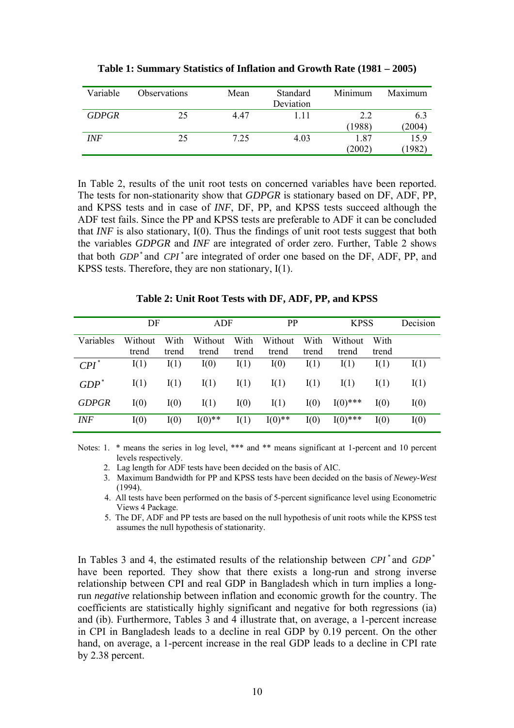**Table 1: Summary Statistics of Inflation and Growth Rate (1981 – 2005)**

| Variable | Observations | Mean | Standard Deviation | Minimum | Maximum |
|---|---|---|---|---|---|
| *GDPGR* | 25 | 4.47 | 1.11 | 2.2 (1988) | 6.3 (2004) |
| *INF* | 25 | 7.25 | 4.03 | 1.87 (2002) | 15.9 (1982) |

In Table 2, results of the unit root tests on concerned variables have been reported. The tests for non-stationarity show that *GDPGR* is stationary based on DF, ADF, PP, and KPSS tests and in case of *INF*, DF, PP, and KPSS tests succeed although the ADF test fails. Since the PP and KPSS tests are preferable to ADF it can be concluded that *INF* is also stationary, I(0). Thus the findings of unit root tests suggest that both the variables *GDPGR* and *INF* are integrated of order zero. Further, Table 2 shows that both $GDP^*$ and $CPI^*$ are integrated of order one based on the DF, ADF, PP, and KPSS tests. Therefore, they are non stationary, I(1).

**Table 2: Unit Root Tests with DF, ADF, PP, and KPSS**

| | DF | | ADF | | PP | | KPSS | | Decision |
|---|---|---|---|---|---|---|---|---|---|
| Variables | Without trend | With trend | Without trend | With trend | Without trend | With trend | Without trend | With trend | |
| $CPI^*$ | I(1) | I(1) | I(0) | I(1) | I(0) | I(1) | I(1) | I(1) | I(1) |
| $GDP^*$ | I(1) | I(1) | I(1) | I(1) | I(1) | I(1) | I(1) | I(1) | I(1) |
| *GDPGR* | I(0) | I(0) | I(1) | I(0) | I(1) | I(0) | I(0)*** | I(0) | I(0) |
| *INF* | I(0) | I(0) | I(0)** | I(1) | I(0)** | I(0) | I(0)*** | I(0) | I(0) |

Notes: 1. * means the series in log level, *** and ** means significant at 1-percent and 10 percent levels respectively.

2. Lag length for ADF tests have been decided on the basis of AIC.
3. Maximum Bandwidth for PP and KPSS tests have been decided on the basis of *Newey-West* (1994).
4. All tests have been performed on the basis of 5-percent significance level using Econometric Views 4 Package.
5. The DF, ADF and PP tests are based on the null hypothesis of unit roots while the KPSS test assumes the null hypothesis of stationarity.

In Tables 3 and 4, the estimated results of the relationship between $CPI^*$ and $GDP^*$ have been reported. They show that there exists a long-run and strong inverse relationship between CPI and real GDP in Bangladesh which in turn implies a long-run ***negative*** relationship between inflation and economic growth for the country. The coefficients are statistically highly significant and negative for both regressions (ia) and (ib). Furthermore, Tables 3 and 4 illustrate that, on average, a 1-percent increase in CPI in Bangladesh leads to a decline in real GDP by 0.19 percent. On the other hand, on average, a 1-percent increase in the real GDP leads to a decline in CPI rate by 2.38 percent.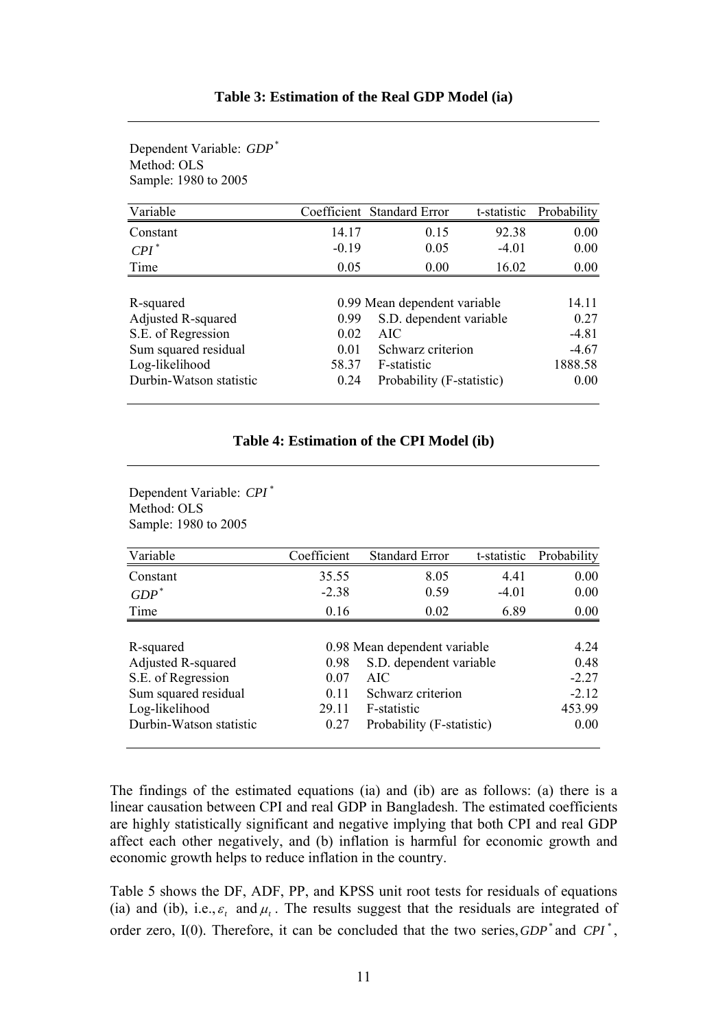**Table 3: Estimation of the Real GDP Model (ia)**

Dependent Variable: $GDP^*$
Method: OLS
Sample: 1980 to 2005

| Variable | Coefficient | Standard Error | t-statistic | Probability |
|---|---|---|---|---|
| Constant | 14.17 | 0.15 | 92.38 | 0.00 |
| $CPI^*$ | -0.19 | 0.05 | -4.01 | 0.00 |
| Time | 0.05 | 0.00 | 16.02 | 0.00 |

| | | | |
|---|---|---|---|
| R-squared | 0.99 | Mean dependent variable | 14.11 |
| Adjusted R-squared | 0.99 | S.D. dependent variable | 0.27 |
| S.E. of Regression | 0.02 | AIC | -4.81 |
| Sum squared residual | 0.01 | Schwarz criterion | -4.67 |
| Log-likelihood | 58.37 | F-statistic | 1888.58 |
| Durbin-Watson statistic | 0.24 | Probability (F-statistic) | 0.00 |

**Table 4: Estimation of the CPI Model (ib)**

Dependent Variable: $CPI^*$
Method: OLS
Sample: 1980 to 2005

| Variable | Coefficient | Standard Error | t-statistic | Probability |
|---|---|---|---|---|
| Constant | 35.55 | 8.05 | 4.41 | 0.00 |
| $GDP^*$ | -2.38 | 0.59 | -4.01 | 0.00 |
| Time | 0.16 | 0.02 | 6.89 | 0.00 |

| | | | |
|---|---|---|---|
| R-squared | 0.98 | Mean dependent variable | 4.24 |
| Adjusted R-squared | 0.98 | S.D. dependent variable | 0.48 |
| S.E. of Regression | 0.07 | AIC | -2.27 |
| Sum squared residual | 0.11 | Schwarz criterion | -2.12 |
| Log-likelihood | 29.11 | F-statistic | 453.99 |
| Durbin-Watson statistic | 0.27 | Probability (F-statistic) | 0.00 |

The findings of the estimated equations (ia) and (ib) are as follows: (a) there is a linear causation between CPI and real GDP in Bangladesh. The estimated coefficients are highly statistically significant and negative implying that both CPI and real GDP affect each other negatively, and (b) inflation is harmful for economic growth and economic growth helps to reduce inflation in the country.

Table 5 shows the DF, ADF, PP, and KPSS unit root tests for residuals of equations (ia) and (ib), i.e., $\varepsilon_t$ and $\mu_t$. The results suggest that the residuals are integrated of order zero, I(0). Therefore, it can be concluded that the two series, $GDP^*$ and $CPI^*$,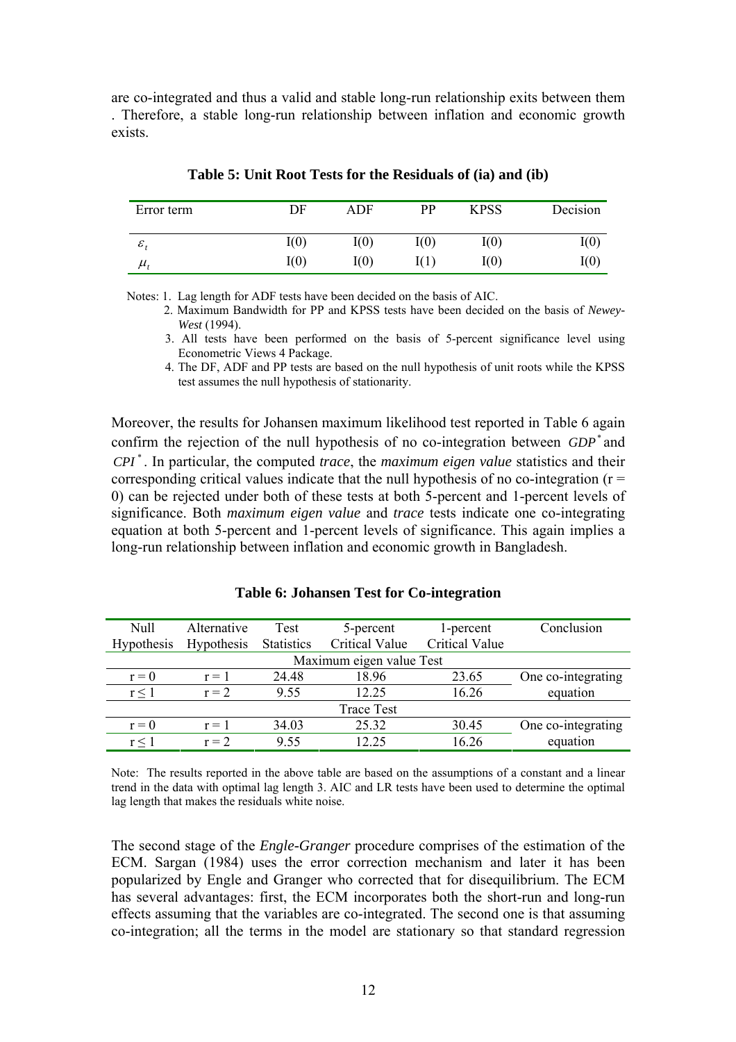are co-integrated and thus a valid and stable long-run relationship exits between them . Therefore, a stable long-run relationship between inflation and economic growth exists.

**Table 5: Unit Root Tests for the Residuals of (ia) and (ib)**

| Error term | DF | ADF | PP | KPSS | Decision |
|---|---|---|---|---|---|
| $\varepsilon_t$ | I(0) | I(0) | I(0) | I(0) | I(0) |
| $\mu_t$ | I(0) | I(0) | I(1) | I(0) | I(0) |

Notes: 1. Lag length for ADF tests have been decided on the basis of AIC.
2. Maximum Bandwidth for PP and KPSS tests have been decided on the basis of *Newey-West* (1994).
3. All tests have been performed on the basis of 5-percent significance level using Econometric Views 4 Package.
4. The DF, ADF and PP tests are based on the null hypothesis of unit roots while the KPSS test assumes the null hypothesis of stationarity.

Moreover, the results for Johansen maximum likelihood test reported in Table 6 again confirm the rejection of the null hypothesis of no co-integration between $GDP^*$ and $CPI^*$. In particular, the computed *trace*, the *maximum eigen value* statistics and their corresponding critical values indicate that the null hypothesis of no co-integration ($r = 0$) can be rejected under both of these tests at both 5-percent and 1-percent levels of significance. Both *maximum eigen value* and *trace* tests indicate one co-integrating equation at both 5-percent and 1-percent levels of significance. This again implies a long-run relationship between inflation and economic growth in Bangladesh.

**Table 6: Johansen Test for Co-integration**

| Null Hypothesis | Alternative Hypothesis | Test Statistics | 5-percent Critical Value | 1-percent Critical Value | Conclusion |
|---|---|---|---|---|---|
| Maximum eigen value Test | | | | | |
| $r = 0$ | $r = 1$ | 24.48 | 18.96 | 23.65 | One co-integrating equation |
| $r \leq 1$ | $r = 2$ | 9.55 | 12.25 | 16.26 | |
| Trace Test | | | | | |
| $r = 0$ | $r = 1$ | 34.03 | 25.32 | 30.45 | One co-integrating equation |
| $r \leq 1$ | $r = 2$ | 9.55 | 12.25 | 16.26 | |

Note: The results reported in the above table are based on the assumptions of a constant and a linear trend in the data with optimal lag length 3. AIC and LR tests have been used to determine the optimal lag length that makes the residuals white noise.

The second stage of the *Engle-Granger* procedure comprises of the estimation of the ECM. Sargan (1984) uses the error correction mechanism and later it has been popularized by Engle and Granger who corrected that for disequilibrium. The ECM has several advantages: first, the ECM incorporates both the short-run and long-run effects assuming that the variables are co-integrated. The second one is that assuming co-integration; all the terms in the model are stationary so that standard regression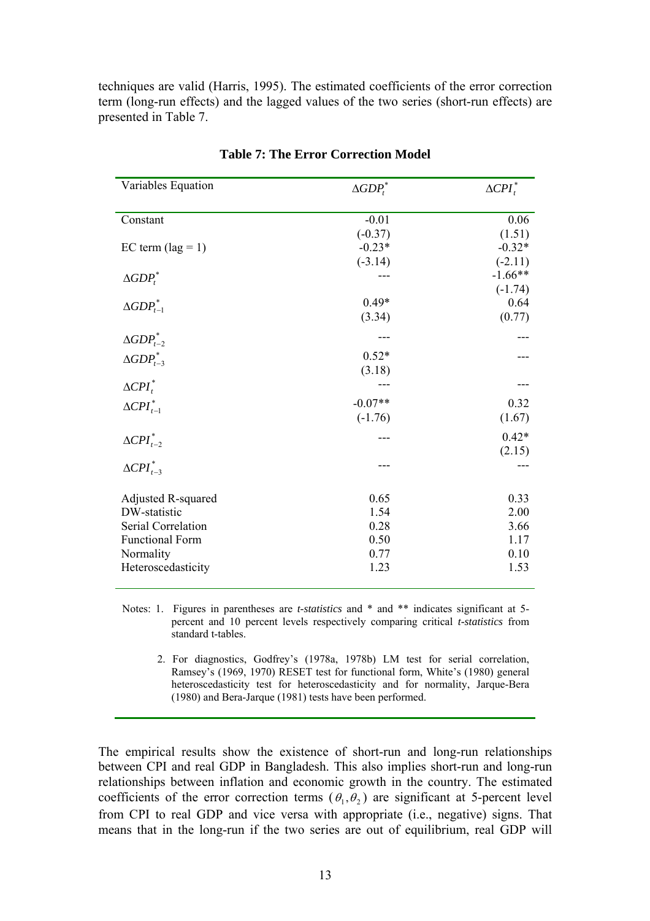techniques are valid (Harris, 1995). The estimated coefficients of the error correction term (long-run effects) and the lagged values of the two series (short-run effects) are presented in Table 7.

**Table 7: The Error Correction Model**

| Variables Equation | $\Delta GDP_t^*$ | $\Delta CPI_t^*$ |
|---|---|---|
| Constant | -0.01 | 0.06 |
| | (-0.37) | (1.51) |
| EC term (lag = 1) | -0.23* | -0.32* |
| | (-3.14) | (-2.11) |
| $\Delta GDP_t^*$ | --- | -1.66** |
| | | (-1.74) |
| $\Delta GDP_{t-1}^*$ | 0.49* | 0.64 |
| | (3.34) | (0.77) |
| $\Delta GDP_{t-2}^*$ | --- | --- |
| $\Delta GDP_{t-3}^*$ | 0.52* | --- |
| | (3.18) | |
| $\Delta CPI_t^*$ | --- | --- |
| $\Delta CPI_{t-1}^*$ | -0.07** | 0.32 |
| | (-1.76) | (1.67) |
| $\Delta CPI_{t-2}^*$ | --- | 0.42* |
| | | (2.15) |
| $\Delta CPI_{t-3}^*$ | --- | --- |
| Adjusted R-squared | 0.65 | 0.33 |
| DW-statistic | 1.54 | 2.00 |
| Serial Correlation | 0.28 | 3.66 |
| Functional Form | 0.50 | 1.17 |
| Normality | 0.77 | 0.10 |
| Heteroscedasticity | 1.23 | 1.53 |

Notes: 1. Figures in parentheses are *t-statistics* and * and ** indicates significant at 5-percent and 10 percent levels respectively comparing critical *t-statistics* from standard t-tables.

2. For diagnostics, Godfrey's (1978a, 1978b) LM test for serial correlation, Ramsey's (1969, 1970) RESET test for functional form, White's (1980) general heteroscedasticity test for heteroscedasticity and for normality, Jarque-Bera (1980) and Bera-Jarque (1981) tests have been performed.

The empirical results show the existence of short-run and long-run relationships between CPI and real GDP in Bangladesh. This also implies short-run and long-run relationships between inflation and economic growth in the country. The estimated coefficients of the error correction terms ($\theta_1, \theta_2$) are significant at 5-percent level from CPI to real GDP and vice versa with appropriate (i.e., negative) signs. That means that in the long-run if the two series are out of equilibrium, real GDP will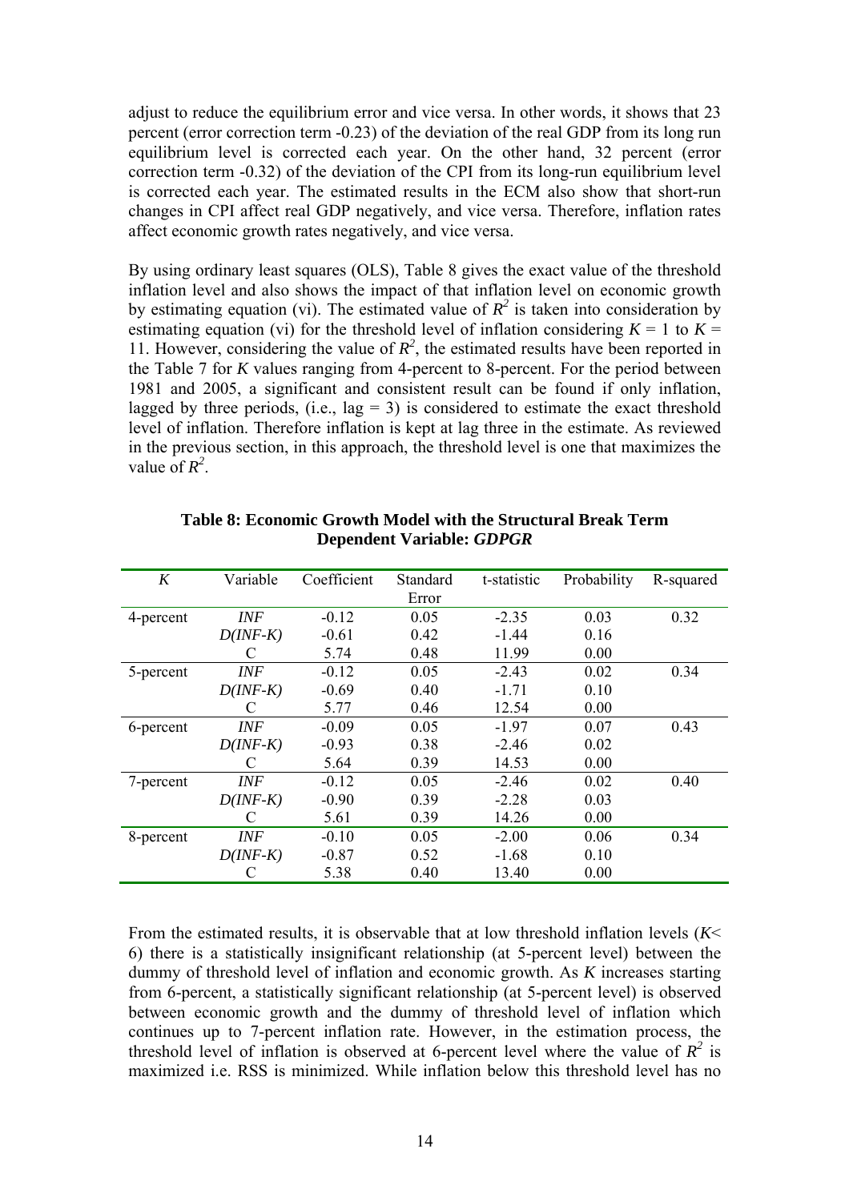adjust to reduce the equilibrium error and vice versa. In other words, it shows that 23 percent (error correction term -0.23) of the deviation of the real GDP from its long run equilibrium level is corrected each year. On the other hand, 32 percent (error correction term -0.32) of the deviation of the CPI from its long-run equilibrium level is corrected each year. The estimated results in the ECM also show that short-run changes in CPI affect real GDP negatively, and vice versa. Therefore, inflation rates affect economic growth rates negatively, and vice versa.

By using ordinary least squares (OLS), Table 8 gives the exact value of the threshold inflation level and also shows the impact of that inflation level on economic growth by estimating equation (vi). The estimated value of $R^2$ is taken into consideration by estimating equation (vi) for the threshold level of inflation considering $K = 1$ to $K = 11$. However, considering the value of $R^2$, the estimated results have been reported in the Table 7 for *K* values ranging from 4-percent to 8-percent. For the period between 1981 and 2005, a significant and consistent result can be found if only inflation, lagged by three periods, (i.e., lag = 3) is considered to estimate the exact threshold level of inflation. Therefore inflation is kept at lag three in the estimate. As reviewed in the previous section, in this approach, the threshold level is one that maximizes the value of $R^2$.

**Table 8: Economic Growth Model with the Structural Break Term**
**Dependent Variable: *GDPGR***

| *K* | Variable | Coefficient | Standard Error | t-statistic | Probability | R-squared |
|---|---|---|---|---|---|---|
| 4-percent | *INF* | -0.12 | 0.05 | -2.35 | 0.03 | 0.32 |
| | *D(INF-K)* | -0.61 | 0.42 | -1.44 | 0.16 | |
| | C | 5.74 | 0.48 | 11.99 | 0.00 | |
| 5-percent | *INF* | -0.12 | 0.05 | -2.43 | 0.02 | 0.34 |
| | *D(INF-K)* | -0.69 | 0.40 | -1.71 | 0.10 | |
| | C | 5.77 | 0.46 | 12.54 | 0.00 | |
| 6-percent | *INF* | -0.09 | 0.05 | -1.97 | 0.07 | 0.43 |
| | *D(INF-K)* | -0.93 | 0.38 | -2.46 | 0.02 | |
| | C | 5.64 | 0.39 | 14.53 | 0.00 | |
| 7-percent | *INF* | -0.12 | 0.05 | -2.46 | 0.02 | 0.40 |
| | *D(INF-K)* | -0.90 | 0.39 | -2.28 | 0.03 | |
| | C | 5.61 | 0.39 | 14.26 | 0.00 | |
| 8-percent | *INF* | -0.10 | 0.05 | -2.00 | 0.06 | 0.34 |
| | *D(INF-K)* | -0.87 | 0.52 | -1.68 | 0.10 | |
| | C | 5.38 | 0.40 | 13.40 | 0.00 | |

From the estimated results, it is observable that at low threshold inflation levels ($K < 6$) there is a statistically insignificant relationship (at 5-percent level) between the dummy of threshold level of inflation and economic growth. As *K* increases starting from 6-percent, a statistically significant relationship (at 5-percent level) is observed between economic growth and the dummy of threshold level of inflation which continues up to 7-percent inflation rate. However, in the estimation process, the threshold level of inflation is observed at 6-percent level where the value of $R^2$ is maximized i.e. RSS is minimized. While inflation below this threshold level has no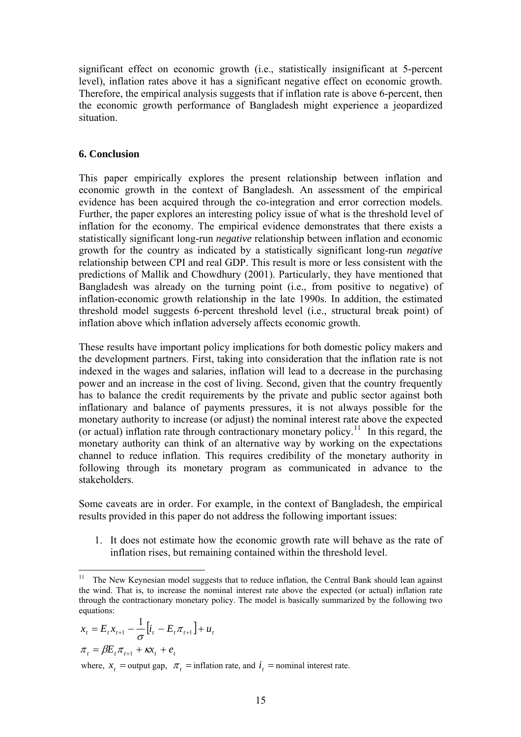significant effect on economic growth (i.e., statistically insignificant at 5-percent level), inflation rates above it has a significant negative effect on economic growth. Therefore, the empirical analysis suggests that if inflation rate is above 6-percent, then the economic growth performance of Bangladesh might experience a jeopardized situation.

## 6. Conclusion

This paper empirically explores the present relationship between inflation and economic growth in the context of Bangladesh. An assessment of the empirical evidence has been acquired through the co-integration and error correction models. Further, the paper explores an interesting policy issue of what is the threshold level of inflation for the economy. The empirical evidence demonstrates that there exists a statistically significant long-run *negative* relationship between inflation and economic growth for the country as indicated by a statistically significant long-run *negative* relationship between CPI and real GDP. This result is more or less consistent with the predictions of Mallik and Chowdhury (2001). Particularly, they have mentioned that Bangladesh was already on the turning point (i.e., from positive to negative) of inflation-economic growth relationship in the late 1990s. In addition, the estimated threshold model suggests 6-percent threshold level (i.e., structural break point) of inflation above which inflation adversely affects economic growth.

These results have important policy implications for both domestic policy makers and the development partners. First, taking into consideration that the inflation rate is not indexed in the wages and salaries, inflation will lead to a decrease in the purchasing power and an increase in the cost of living. Second, given that the country frequently has to balance the credit requirements by the private and public sector against both inflationary and balance of payments pressures, it is not always possible for the monetary authority to increase (or adjust) the nominal interest rate above the expected (or actual) inflation rate through contractionary monetary policy.[11] In this regard, the monetary authority can think of an alternative way by working on the expectations channel to reduce inflation. This requires credibility of the monetary authority in following through its monetary program as communicated in advance to the stakeholders.

Some caveats are in order. For example, in the context of Bangladesh, the empirical results provided in this paper do not address the following important issues:

1. It does not estimate how the economic growth rate will behave as the rate of inflation rises, but remaining contained within the threshold level.

---

[11] The New Keynesian model suggests that to reduce inflation, the Central Bank should lean against the wind. That is, to increase the nominal interest rate above the expected (or actual) inflation rate through the contractionary monetary policy. The model is basically summarized by the following two equations:

$$x_t = E_t x_{t+1} - \frac{1}{\sigma}\left[i_t - E_t \pi_{t+1}\right] + u_t$$

$$\pi_t = \beta E_t \pi_{t+1} + \kappa x_t + e_t$$

where, $x_t =$ output gap, $\pi_t =$ inflation rate, and $i_t =$ nominal interest rate.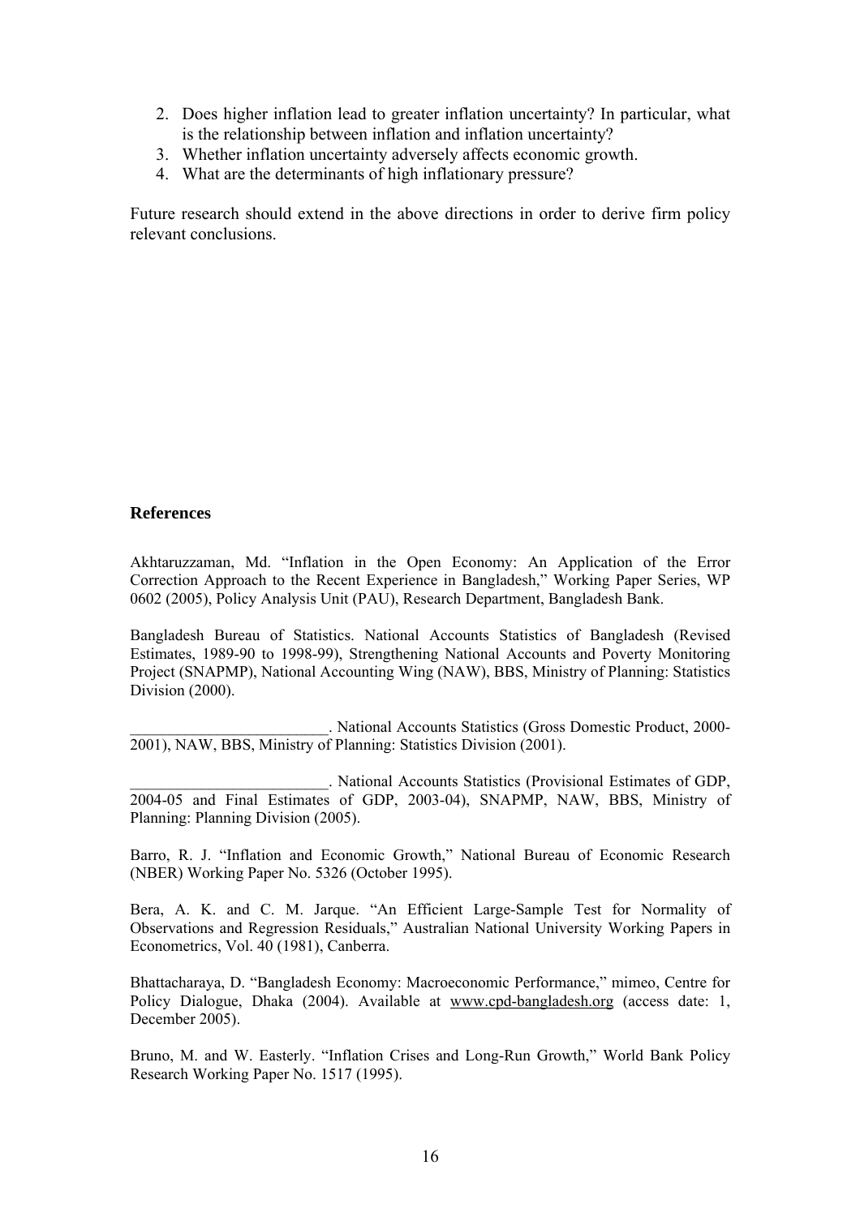2. Does higher inflation lead to greater inflation uncertainty? In particular, what is the relationship between inflation and inflation uncertainty?
3. Whether inflation uncertainty adversely affects economic growth.
4. What are the determinants of high inflationary pressure?

Future research should extend in the above directions in order to derive firm policy relevant conclusions.

### References

Akhtaruzzaman, Md. "Inflation in the Open Economy: An Application of the Error Correction Approach to the Recent Experience in Bangladesh," Working Paper Series, WP 0602 (2005), Policy Analysis Unit (PAU), Research Department, Bangladesh Bank.

Bangladesh Bureau of Statistics. National Accounts Statistics of Bangladesh (Revised Estimates, 1989-90 to 1998-99), Strengthening National Accounts and Poverty Monitoring Project (SNAPMP), National Accounting Wing (NAW), BBS, Ministry of Planning: Statistics Division (2000).

_________________________. National Accounts Statistics (Gross Domestic Product, 2000-2001), NAW, BBS, Ministry of Planning: Statistics Division (2001).

_________________________. National Accounts Statistics (Provisional Estimates of GDP, 2004-05 and Final Estimates of GDP, 2003-04), SNAPMP, NAW, BBS, Ministry of Planning: Planning Division (2005).

Barro, R. J. "Inflation and Economic Growth," National Bureau of Economic Research (NBER) Working Paper No. 5326 (October 1995).

Bera, A. K. and C. M. Jarque. "An Efficient Large-Sample Test for Normality of Observations and Regression Residuals," Australian National University Working Papers in Econometrics, Vol. 40 (1981), Canberra.

Bhattacharaya, D. "Bangladesh Economy: Macroeconomic Performance," mimeo, Centre for Policy Dialogue, Dhaka (2004). Available at www.cpd-bangladesh.org (access date: 1, December 2005).

Bruno, M. and W. Easterly. "Inflation Crises and Long-Run Growth," World Bank Policy Research Working Paper No. 1517 (1995).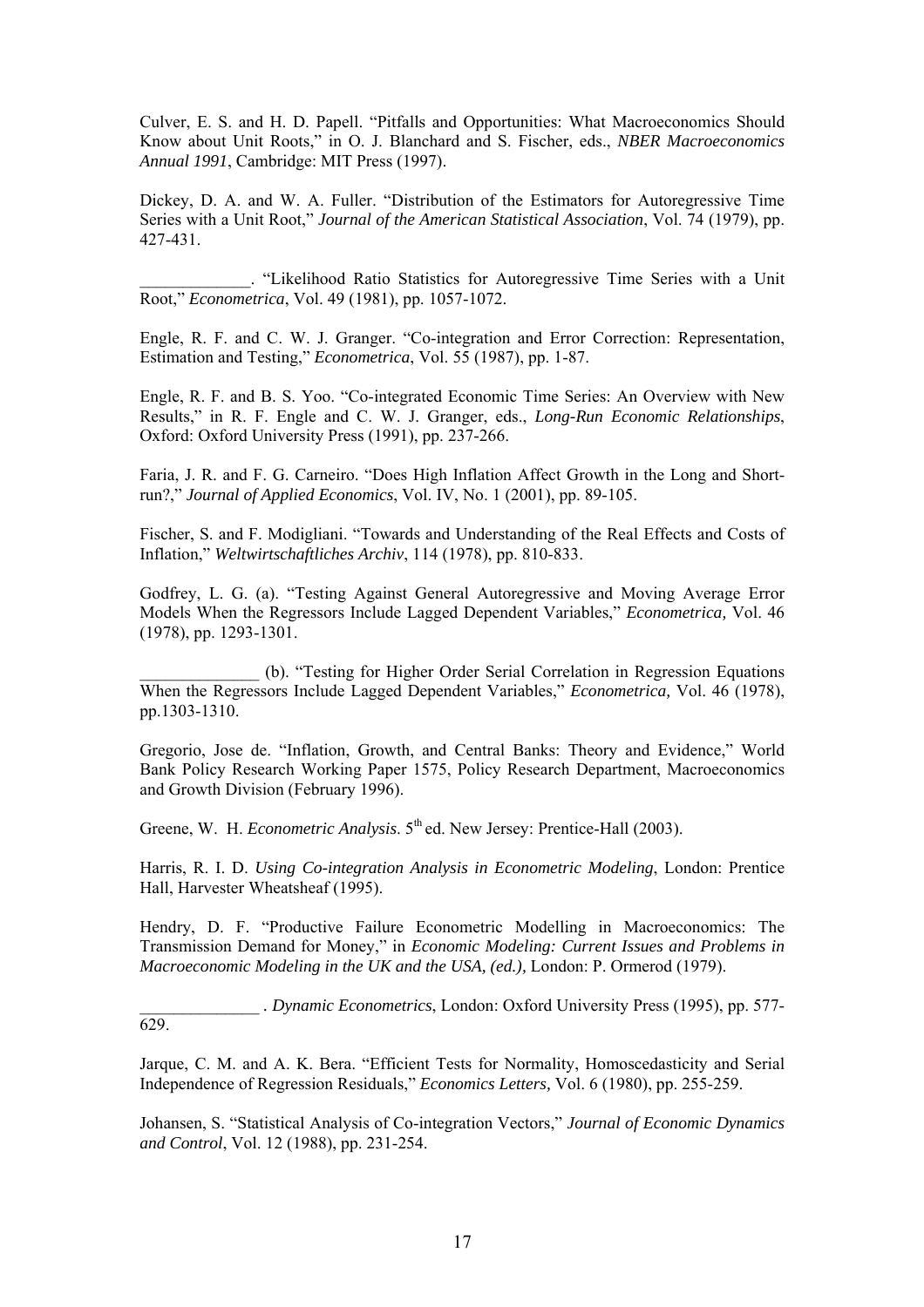Culver, E. S. and H. D. Papell. “Pitfalls and Opportunities: What Macroeconomics Should Know about Unit Roots,” in O. J. Blanchard and S. Fischer, eds., *NBER Macroeconomics Annual 1991*, Cambridge: MIT Press (1997).

Dickey, D. A. and W. A. Fuller. “Distribution of the Estimators for Autoregressive Time Series with a Unit Root,” *Journal of the American Statistical Association*, Vol. 74 (1979), pp. 427-431.

_____________. “Likelihood Ratio Statistics for Autoregressive Time Series with a Unit Root,” *Econometrica*, Vol. 49 (1981), pp. 1057-1072.

Engle, R. F. and C. W. J. Granger. “Co-integration and Error Correction: Representation, Estimation and Testing,” *Econometrica*, Vol. 55 (1987), pp. 1-87.

Engle, R. F. and B. S. Yoo. “Co-integrated Economic Time Series: An Overview with New Results,” in R. F. Engle and C. W. J. Granger, eds., *Long-Run Economic Relationships*, Oxford: Oxford University Press (1991), pp. 237-266.

Faria, J. R. and F. G. Carneiro. “Does High Inflation Affect Growth in the Long and Short-run?,” *Journal of Applied Economics*, Vol. IV, No. 1 (2001), pp. 89-105.

Fischer, S. and F. Modigliani. “Towards and Understanding of the Real Effects and Costs of Inflation,” *Weltwirtschaftliches Archiv*, 114 (1978), pp. 810-833.

Godfrey, L. G. (a). “Testing Against General Autoregressive and Moving Average Error Models When the Regressors Include Lagged Dependent Variables,” *Econometrica,* Vol. 46 (1978), pp. 1293-1301.

______________ (b). “Testing for Higher Order Serial Correlation in Regression Equations When the Regressors Include Lagged Dependent Variables,” *Econometrica,* Vol. 46 (1978), pp.1303-1310.

Gregorio, Jose de. “Inflation, Growth, and Central Banks: Theory and Evidence,” World Bank Policy Research Working Paper 1575, Policy Research Department, Macroeconomics and Growth Division (February 1996).

Greene, W. H. *Econometric Analysis*. 5th ed. New Jersey: Prentice-Hall (2003).

Harris, R. I. D. *Using Co-integration Analysis in Econometric Modeling*, London: Prentice Hall, Harvester Wheatsheaf (1995).

Hendry, D. F. “Productive Failure Econometric Modelling in Macroeconomics: The Transmission Demand for Money,” in *Economic Modeling: Current Issues and Problems in Macroeconomic Modeling in the UK and the USA, (ed.),* London: P. Ormerod (1979).

______________ . *Dynamic Econometrics*, London: Oxford University Press (1995), pp. 577-629.

Jarque, C. M. and A. K. Bera. “Efficient Tests for Normality, Homoscedasticity and Serial Independence of Regression Residuals,” *Economics Letters,* Vol. 6 (1980), pp. 255-259.

Johansen, S. “Statistical Analysis of Co-integration Vectors,” *Journal of Economic Dynamics and Control*, Vol. 12 (1988), pp. 231-254.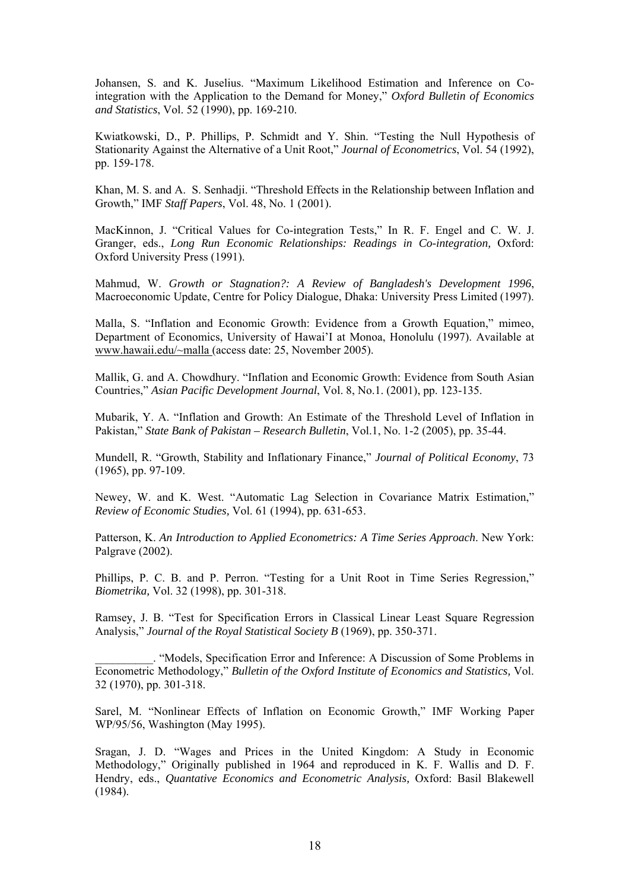Johansen, S. and K. Juselius. "Maximum Likelihood Estimation and Inference on Co-integration with the Application to the Demand for Money," *Oxford Bulletin of Economics and Statistics*, Vol. 52 (1990), pp. 169-210.

Kwiatkowski, D., P. Phillips, P. Schmidt and Y. Shin. "Testing the Null Hypothesis of Stationarity Against the Alternative of a Unit Root," *Journal of Econometrics*, Vol. 54 (1992), pp. 159-178.

Khan, M. S. and A. S. Senhadji. "Threshold Effects in the Relationship between Inflation and Growth," IMF *Staff Papers*, Vol. 48, No. 1 (2001).

MacKinnon, J. "Critical Values for Co-integration Tests," In R. F. Engel and C. W. J. Granger, eds., *Long Run Economic Relationships: Readings in Co-integration,* Oxford: Oxford University Press (1991).

Mahmud, W. *Growth or Stagnation?: A Review of Bangladesh's Development 1996*, Macroeconomic Update, Centre for Policy Dialogue, Dhaka: University Press Limited (1997).

Malla, S. "Inflation and Economic Growth: Evidence from a Growth Equation," mimeo, Department of Economics, University of Hawai'I at Monoa, Honolulu (1997). Available at www.hawaii.edu/~malla (access date: 25, November 2005).

Mallik, G. and A. Chowdhury. "Inflation and Economic Growth: Evidence from South Asian Countries," *Asian Pacific Development Journal*, Vol. 8, No.1. (2001), pp. 123-135.

Mubarik, Y. A. "Inflation and Growth: An Estimate of the Threshold Level of Inflation in Pakistan," *State Bank of Pakistan – Research Bulletin*, Vol.1, No. 1-2 (2005), pp. 35-44.

Mundell, R. "Growth, Stability and Inflationary Finance," *Journal of Political Economy*, 73 (1965), pp. 97-109.

Newey, W. and K. West. "Automatic Lag Selection in Covariance Matrix Estimation," *Review of Economic Studies,* Vol. 61 (1994), pp. 631-653.

Patterson, K. *An Introduction to Applied Econometrics: A Time Series Approach*. New York: Palgrave (2002).

Phillips, P. C. B. and P. Perron. "Testing for a Unit Root in Time Series Regression," *Biometrika,* Vol. 32 (1998), pp. 301-318.

Ramsey, J. B. "Test for Specification Errors in Classical Linear Least Square Regression Analysis," *Journal of the Royal Statistical Society B* (1969), pp. 350-371.

__________. "Models, Specification Error and Inference: A Discussion of Some Problems in Econometric Methodology," *Bulletin of the Oxford Institute of Economics and Statistics,* Vol. 32 (1970), pp. 301-318.

Sarel, M. "Nonlinear Effects of Inflation on Economic Growth," IMF Working Paper WP/95/56, Washington (May 1995).

Sragan, J. D. "Wages and Prices in the United Kingdom: A Study in Economic Methodology," Originally published in 1964 and reproduced in K. F. Wallis and D. F. Hendry, eds., *Quantative Economics and Econometric Analysis,* Oxford: Basil Blakewell (1984).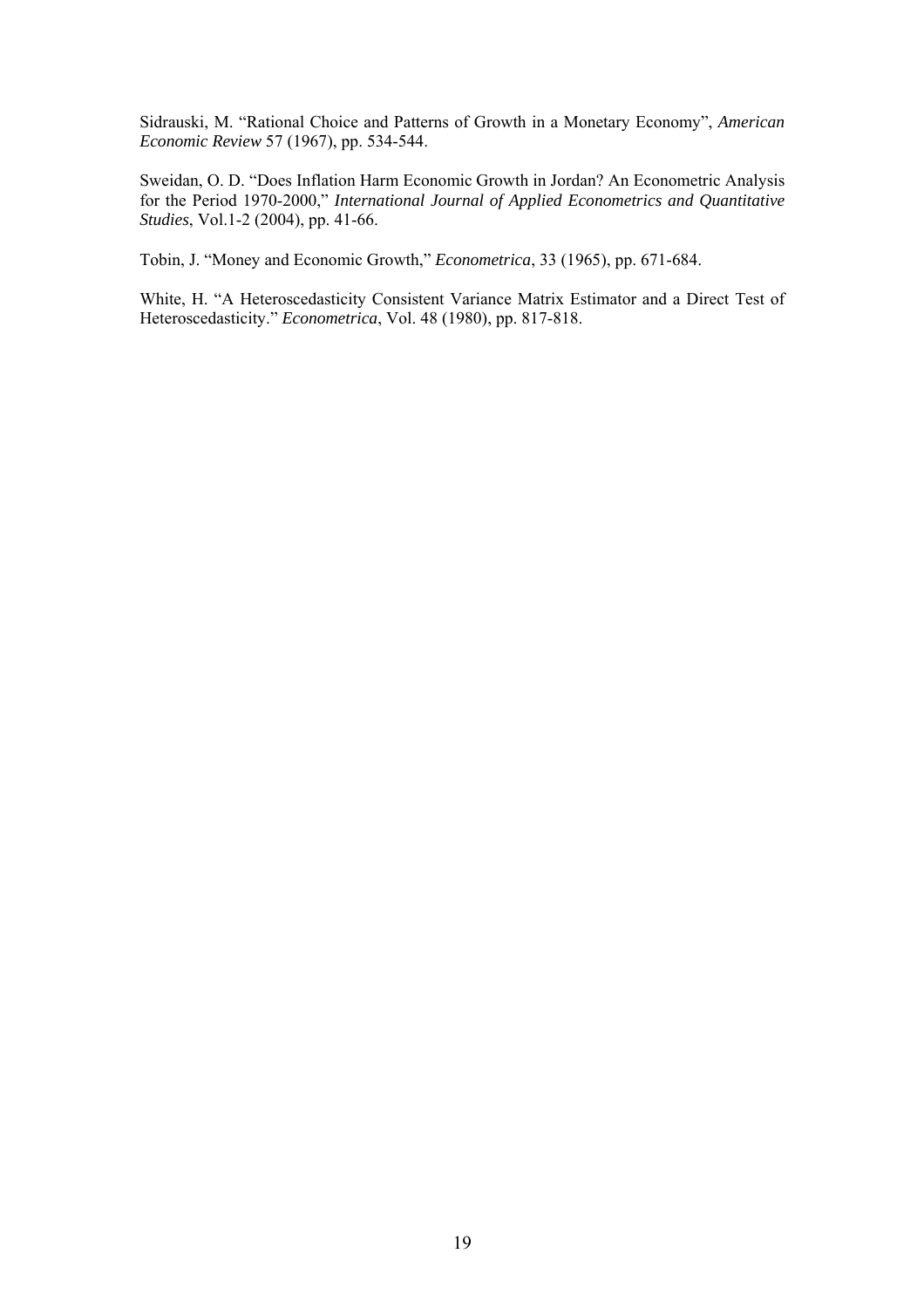Sidrauski, M. "Rational Choice and Patterns of Growth in a Monetary Economy", *American Economic Review* 57 (1967), pp. 534-544.

Sweidan, O. D. "Does Inflation Harm Economic Growth in Jordan? An Econometric Analysis for the Period 1970-2000," *International Journal of Applied Econometrics and Quantitative Studies*, Vol.1-2 (2004), pp. 41-66.

Tobin, J. "Money and Economic Growth," *Econometrica*, 33 (1965), pp. 671-684.

White, H. "A Heteroscedasticity Consistent Variance Matrix Estimator and a Direct Test of Heteroscedasticity." *Econometrica*, Vol. 48 (1980), pp. 817-818.